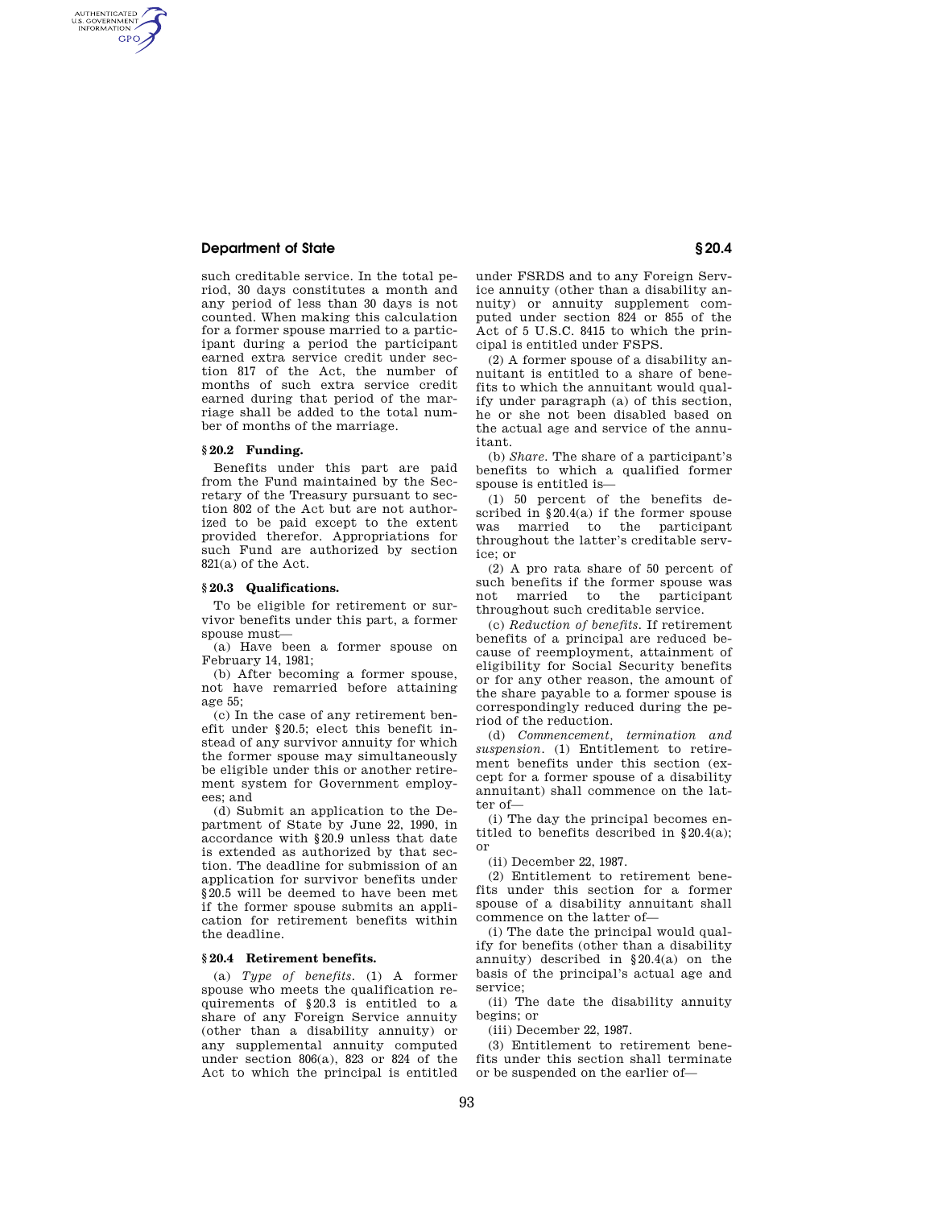such creditable service. In the total period, 30 days constitutes a month and any period of less than 30 days is not counted. When making this calculation for a former spouse married to a participant during a period the participant earned extra service credit under section 817 of the Act, the number of months of such extra service credit earned during that period of the marriage shall be added to the total number of months of the marriage.

### § 20.2 Funding.

Benefits under this part are paid from the Fund maintained by the Secretary of the Treasury pursuant to section 802 of the Act but are not authorized to be paid except to the extent provided therefor. Appropriations for such Fund are authorized by section 821(a) of the Act.

### § 20.3 Qualifications.

To be eligible for retirement or survivor benefits under this part, a former spouse must—

(a) Have been a former spouse on February 14, 1981;

(b) After becoming a former spouse, not have remarried before attaining age 55;

(c) In the case of any retirement benefit under § 20.5; elect this benefit instead of any survivor annuity for which the former spouse may simultaneously be eligible under this or another retirement system for Government employees; and

(d) Submit an application to the Department of State by June 22, 1990, in accordance with § 20.9 unless that date is extended as authorized by that section. The deadline for submission of an application for survivor benefits under § 20.5 will be deemed to have been met if the former spouse submits an application for retirement benefits within the deadline.

### § 20.4 Retirement benefits.

(a) *Type of benefits*. (1) A former spouse who meets the qualification requirements of § 20.3 is entitled to a share of any Foreign Service annuity (other than a disability annuity) or any supplemental annuity computed under section 806(a), 823 or 824 of the Act to which the principal is entitled under FSRDS and to any Foreign Service annuity (other than a disability annuity) or annuity supplement computed under section 824 or 855 of the Act of 5 U.S.C. 8415 to which the principal is entitled under FSPS.

(2) A former spouse of a disability annuitant is entitled to a share of benefits to which the annuitant would qualify under paragraph (a) of this section, he or she not been disabled based on the actual age and service of the annuitant.

(b) *Share*. The share of a participant's benefits to which a qualified former spouse is entitled is—

(1) 50 percent of the benefits described in § 20.4(a) if the former spouse was married to the participant throughout the latter's creditable service; or

(2) A pro rata share of 50 percent of such benefits if the former spouse was not married to the participant throughout such creditable service.

(c) *Reduction of benefits*. If retirement benefits of a principal are reduced because of reemployment, attainment of eligibility for Social Security benefits or for any other reason, the amount of the share payable to a former spouse is correspondingly reduced during the period of the reduction.

(d) *Commencement, termination and suspension*. (1) Entitlement to retirement benefits under this section (except for a former spouse of a disability annuitant) shall commence on the latter of—

(i) The day the principal becomes entitled to benefits described in § 20.4(a); or

(ii) December 22, 1987.

(2) Entitlement to retirement benefits under this section for a former spouse of a disability annuitant shall commence on the latter of—

(i) The date the principal would qualify for benefits (other than a disability annuity) described in § 20.4(a) on the basis of the principal's actual age and service;

(ii) The date the disability annuity begins; or

(iii) December 22, 1987.

(3) Entitlement to retirement benefits under this section shall terminate or be suspended on the earlier of—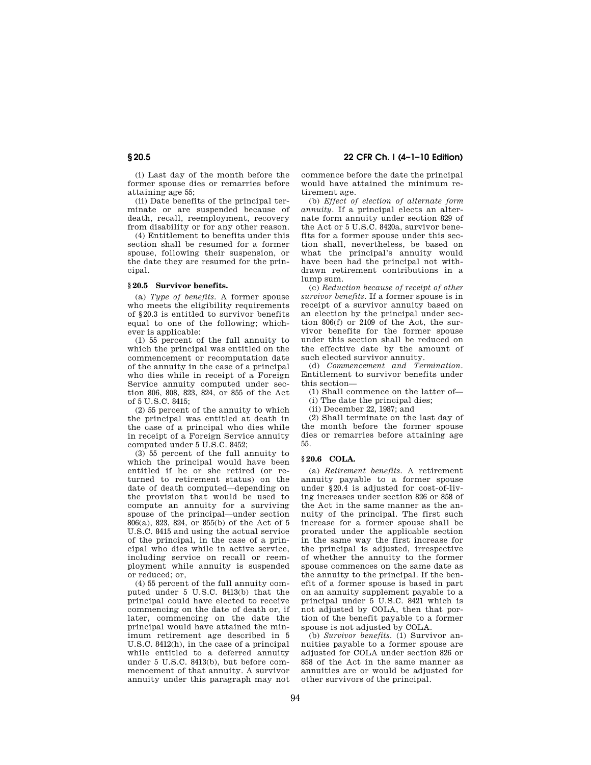(i) Last day of the month before the former spouse dies or remarries before attaining age 55;

(ii) Date benefits of the principal terminate or are suspended because of death, recall, reemployment, recovery from disability or for any other reason.

(4) Entitlement to benefits under this section shall be resumed for a former spouse, following their suspension, or the date they are resumed for the principal.

### § 20.5 Survivor benefits.

(a) *Type of benefits.* A former spouse who meets the eligibility requirements of § 20.3 is entitled to survivor benefits equal to one of the following; whichever is applicable:

(1) 55 percent of the full annuity to which the principal was entitled on the commencement or recomputation date of the annuity in the case of a principal who dies while in receipt of a Foreign Service annuity computed under section 806, 808, 823, 824, or 855 of the Act of 5 U.S.C. 8415;

(2) 55 percent of the annuity to which the principal was entitled at death in the case of a principal who dies while in receipt of a Foreign Service annuity computed under 5 U.S.C. 8452;

(3) 55 percent of the full annuity to which the principal would have been entitled if he or she retired (or returned to retirement status) on the date of death computed—depending on the provision that would be used to compute an annuity for a surviving spouse of the principal—under section 806(a), 823, 824, or 855(b) of the Act of 5 U.S.C. 8415 and using the actual service of the principal, in the case of a principal who dies while in active service, including service on recall or reemployment while annuity is suspended or reduced; or,

(4) 55 percent of the full annuity computed under 5 U.S.C. 8413(b) that the principal could have elected to receive commencing on the date of death or, if later, commencing on the date the principal would have attained the minimum retirement age described in 5 U.S.C. 8412(h), in the case of a principal while entitled to a deferred annuity under 5 U.S.C. 8413(b), but before commencement of that annuity. A survivor annuity under this paragraph may not commence before the date the principal would have attained the minimum retirement age.

(b) *Effect of election of alternate form annuity.* If a principal elects an alternate form annuity under section 829 of the Act or 5 U.S.C. 8420a, survivor benefits for a former spouse under this section shall, nevertheless, be based on what the principal's annuity would have been had the principal not withdrawn retirement contributions in a lump sum.

(c) *Reduction because of receipt of other survivor benefits.* If a former spouse is in receipt of a survivor annuity based on an election by the principal under section 806(f) or 2109 of the Act, the survivor benefits for the former spouse under this section shall be reduced on the effective date by the amount of such elected survivor annuity.

(d) *Commencement and Termination.* Entitlement to survivor benefits under this section—

(1) Shall commence on the latter of—

(i) The date the principal dies;

(ii) December 22, 1987; and

(2) Shall terminate on the last day of the month before the former spouse dies or remarries before attaining age 55.

### § 20.6 COLA.

(a) *Retirement benefits.* A retirement annuity payable to a former spouse under § 20.4 is adjusted for cost-of-living increases under section 826 or 858 of the Act in the same manner as the annuity of the principal. The first such increase for a former spouse shall be prorated under the applicable section in the same way the first increase for the principal is adjusted, irrespective of whether the annuity to the former spouse commences on the same date as the annuity to the principal. If the benefit of a former spouse is based in part on an annuity supplement payable to a principal under 5 U.S.C. 8421 which is not adjusted by COLA, then that portion of the benefit payable to a former spouse is not adjusted by COLA.

(b) *Survivor benefits.* (1) Survivor annuities payable to a former spouse are adjusted for COLA under section 826 or 858 of the Act in the same manner as annuities are or would be adjusted for other survivors of the principal.